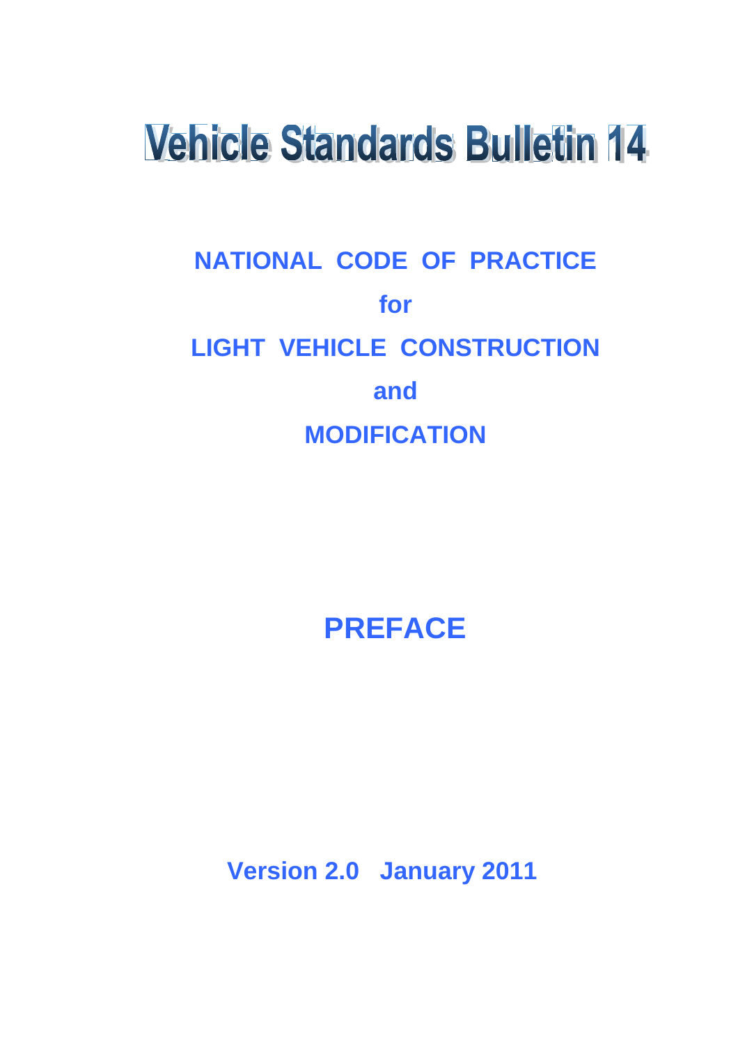# Vehicle Standards Bulletin 14

## NATIONAL CODE OF PRACTICE

## for

## LIGHT VEHICLE CONSTRUCTION

## and

## MODIFICATION

# PREFACE

**Version 2.0 January 2011**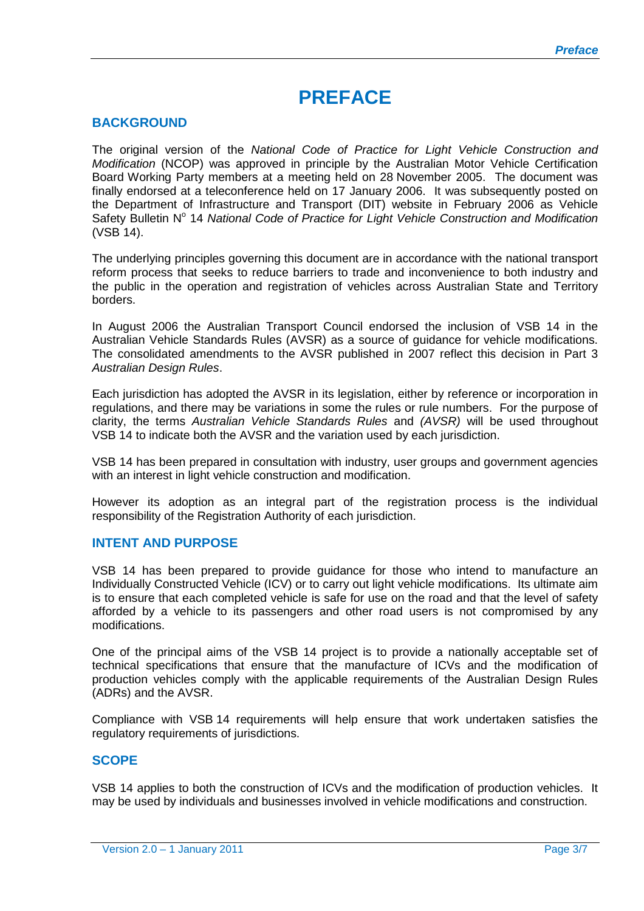# PREFACE

## BACKGROUND

The original version of the *National Code of Practice for Light Vehicle Construction and Modification* (NCOP) was approved in principle by the Australian Motor Vehicle Certification Board Working Party members at a meeting held on 28 November 2005. The document was finally endorsed at a teleconference held on 17 January 2006. It was subsequently posted on the Department of Infrastructure and Transport (DIT) website in February 2006 as Vehicle Safety Bulletin N° 14 *National Code of Practice for Light Vehicle Construction and Modification* (VSB 14).

The underlying principles governing this document are in accordance with the national transport reform process that seeks to reduce barriers to trade and inconvenience to both industry and the public in the operation and registration of vehicles across Australian State and Territory borders.

In August 2006 the Australian Transport Council endorsed the inclusion of VSB 14 in the Australian Vehicle Standards Rules (AVSR) as a source of guidance for vehicle modifications. The consolidated amendments to the AVSR published in 2007 reflect this decision in Part 3 *Australian Design Rules*.

Each jurisdiction has adopted the AVSR in its legislation, either by reference or incorporation in regulations, and there may be variations in some the rules or rule numbers. For the purpose of clarity, the terms *Australian Vehicle Standards Rules* and *(AVSR)* will be used throughout VSB 14 to indicate both the AVSR and the variation used by each jurisdiction.

VSB 14 has been prepared in consultation with industry, user groups and government agencies with an interest in light vehicle construction and modification.

However its adoption as an integral part of the registration process is the individual responsibility of the Registration Authority of each jurisdiction.

## INTENT AND PURPOSE

VSB 14 has been prepared to provide guidance for those who intend to manufacture an Individually Constructed Vehicle (ICV) or to carry out light vehicle modifications. Its ultimate aim is to ensure that each completed vehicle is safe for use on the road and that the level of safety afforded by a vehicle to its passengers and other road users is not compromised by any modifications.

One of the principal aims of the VSB 14 project is to provide a nationally acceptable set of technical specifications that ensure that the manufacture of ICVs and the modification of production vehicles comply with the applicable requirements of the Australian Design Rules (ADRs) and the AVSR.

Compliance with VSB 14 requirements will help ensure that work undertaken satisfies the regulatory requirements of jurisdictions.

## SCOPE

VSB 14 applies to both the construction of ICVs and the modification of production vehicles. It may be used by individuals and businesses involved in vehicle modifications and construction.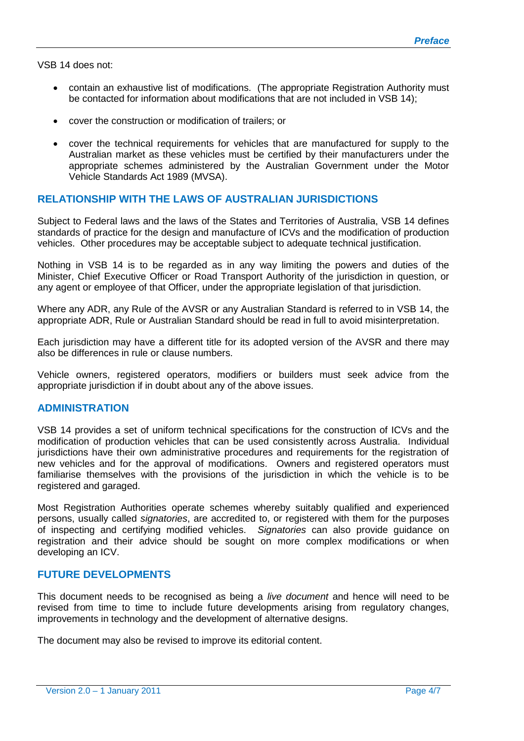VSB 14 does not:

- contain an exhaustive list of modifications. (The appropriate Registration Authority must be contacted for information about modifications that are not included in VSB 14);
- cover the construction or modification of trailers; or
- cover the technical requirements for vehicles that are manufactured for supply to the Australian market as these vehicles must be certified by their manufacturers under the appropriate schemes administered by the Australian Government under the Motor Vehicle Standards Act 1989 (MVSA).

## RELATIONSHIP WITH THE LAWS OF AUSTRALIAN JURISDICTIONS

Subject to Federal laws and the laws of the States and Territories of Australia, VSB 14 defines standards of practice for the design and manufacture of ICVs and the modification of production vehicles. Other procedures may be acceptable subject to adequate technical justification.

Nothing in VSB 14 is to be regarded as in any way limiting the powers and duties of the Minister, Chief Executive Officer or Road Transport Authority of the jurisdiction in question, or any agent or employee of that Officer, under the appropriate legislation of that jurisdiction.

Where any ADR, any Rule of the AVSR or any Australian Standard is referred to in VSB 14, the appropriate ADR, Rule or Australian Standard should be read in full to avoid misinterpretation.

Each jurisdiction may have a different title for its adopted version of the AVSR and there may also be differences in rule or clause numbers.

Vehicle owners, registered operators, modifiers or builders must seek advice from the appropriate jurisdiction if in doubt about any of the above issues.

## ADMINISTRATION

VSB 14 provides a set of uniform technical specifications for the construction of ICVs and the modification of production vehicles that can be used consistently across Australia. Individual jurisdictions have their own administrative procedures and requirements for the registration of new vehicles and for the approval of modifications. Owners and registered operators must familiarise themselves with the provisions of the jurisdiction in which the vehicle is to be registered and garaged.

Most Registration Authorities operate schemes whereby suitably qualified and experienced persons, usually called *signatories*, are accredited to, or registered with them for the purposes of inspecting and certifying modified vehicles. *Signatories* can also provide guidance on registration and their advice should be sought on more complex modifications or when developing an ICV.

## FUTURE DEVELOPMENTS

This document needs to be recognised as being a *live document* and hence will need to be revised from time to time to include future developments arising from regulatory changes, improvements in technology and the development of alternative designs.

The document may also be revised to improve its editorial content.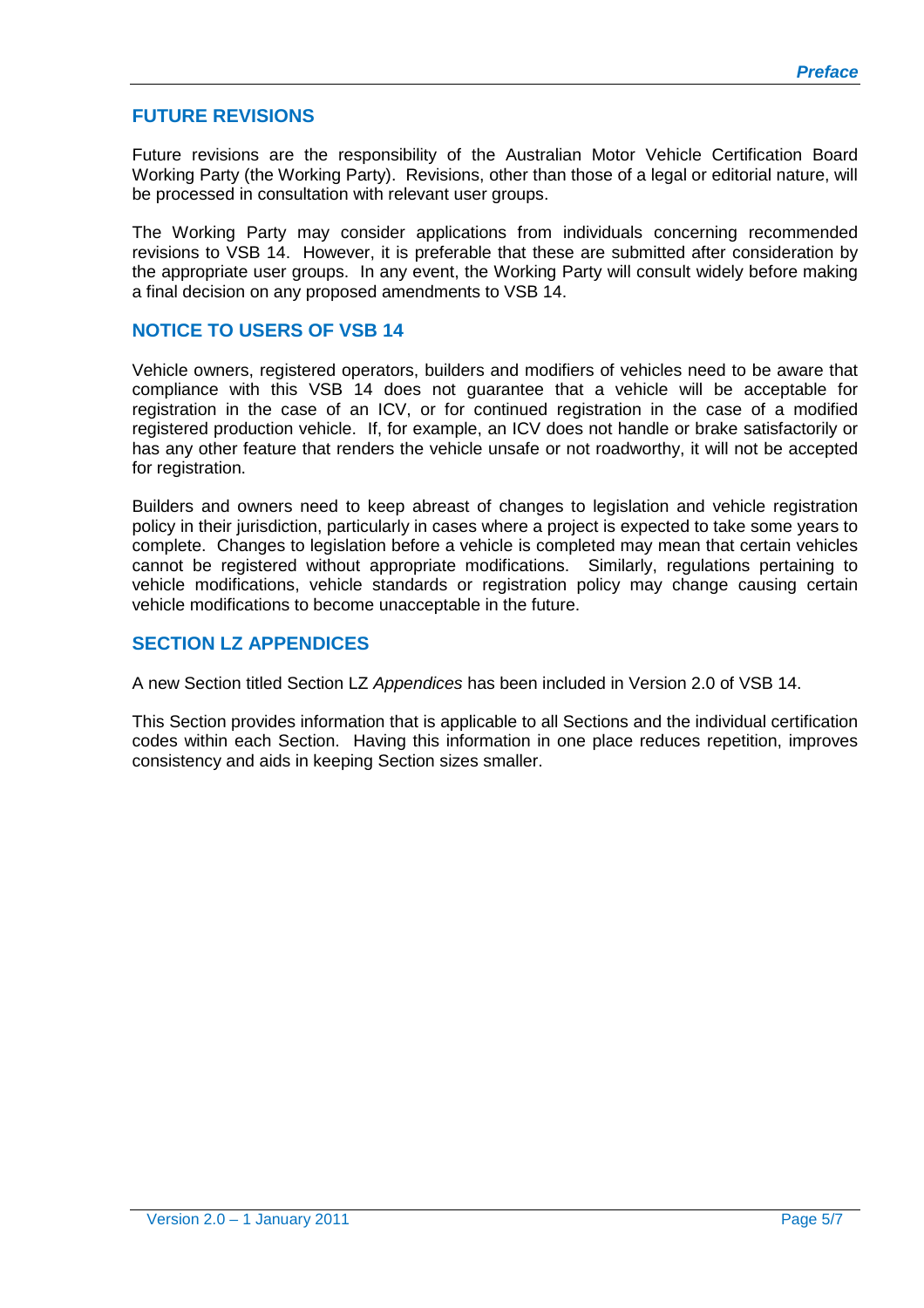## FUTURE REVISIONS

Future revisions are the responsibility of the Australian Motor Vehicle Certification Board Working Party (the Working Party). Revisions, other than those of a legal or editorial nature, will be processed in consultation with relevant user groups.

The Working Party may consider applications from individuals concerning recommended revisions to VSB 14. However, it is preferable that these are submitted after consideration by the appropriate user groups. In any event, the Working Party will consult widely before making a final decision on any proposed amendments to VSB 14.

## NOTICE TO USERS OF VSB 14

Vehicle owners, registered operators, builders and modifiers of vehicles need to be aware that compliance with this VSB 14 does not guarantee that a vehicle will be acceptable for registration in the case of an ICV, or for continued registration in the case of a modified registered production vehicle. If, for example, an ICV does not handle or brake satisfactorily or has any other feature that renders the vehicle unsafe or not roadworthy, it will not be accepted for registration.

Builders and owners need to keep abreast of changes to legislation and vehicle registration policy in their jurisdiction, particularly in cases where a project is expected to take some years to complete. Changes to legislation before a vehicle is completed may mean that certain vehicles cannot be registered without appropriate modifications. Similarly, regulations pertaining to vehicle modifications, vehicle standards or registration policy may change causing certain vehicle modifications to become unacceptable in the future.

## SECTION LZ APPENDICES

A new Section titled Section LZ *Appendices* has been included in Version 2.0 of VSB 14.

This Section provides information that is applicable to all Sections and the individual certification codes within each Section. Having this information in one place reduces repetition, improves consistency and aids in keeping Section sizes smaller.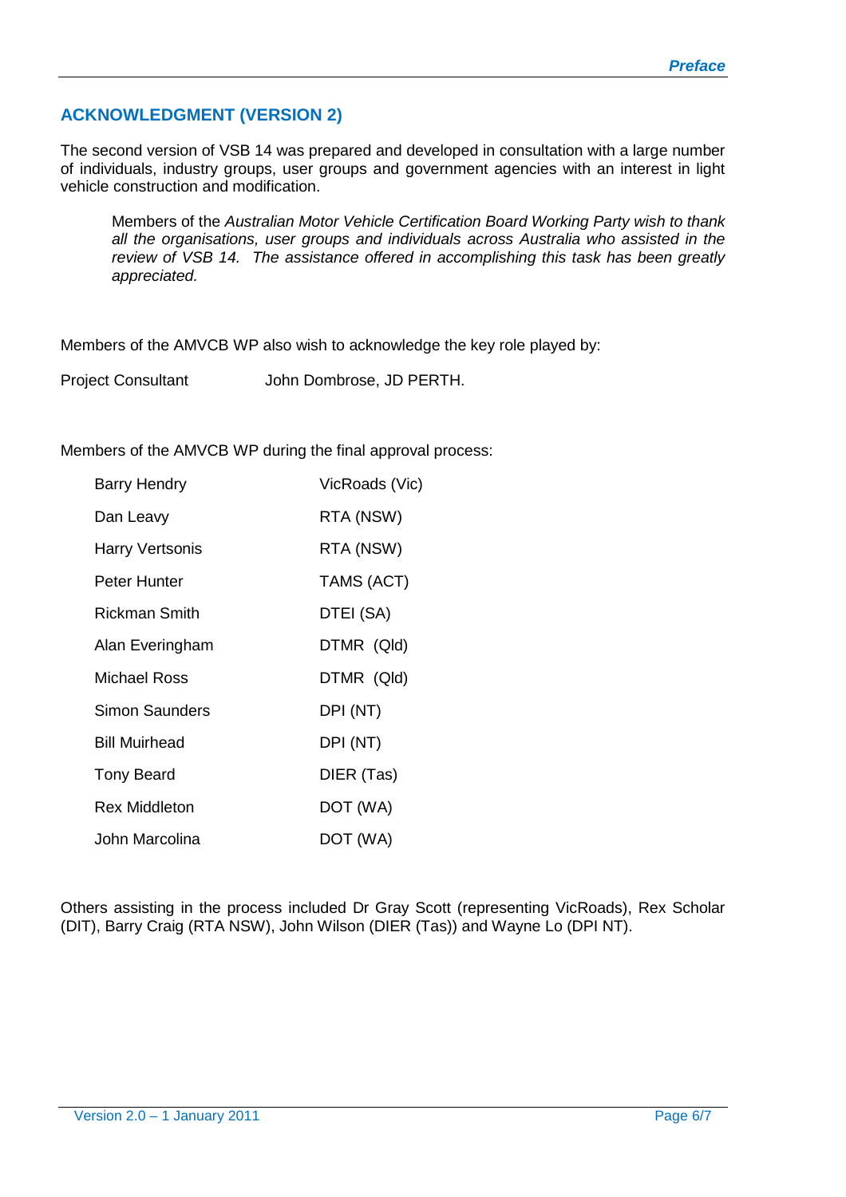## ACKNOWLEDGMENT (VERSION 2)

The second version of VSB 14 was prepared and developed in consultation with a large number of individuals, industry groups, user groups and government agencies with an interest in light vehicle construction and modification.

> *Members of the Australian Motor Vehicle Certification Board Working Party wish to thank all the organisations, user groups and individuals across Australia who assisted in the review of VSB 14. The assistance offered in accomplishing this task has been greatly appreciated.*

Members of the AMVCB WP also wish to acknowledge the key role played by:

| | |
|---|---|
| Project Consultant | John Dombrose, JD PERTH. |

Members of the AMVCB WP during the final approval process:

| | |
|---|---|
| Barry Hendry | VicRoads (Vic) |
| Dan Leavy | RTA (NSW) |
| Harry Vertsonis | RTA (NSW) |
| Peter Hunter | TAMS (ACT) |
| Rickman Smith | DTEI (SA) |
| Alan Everingham | DTMR (Qld) |
| Michael Ross | DTMR (Qld) |
| Simon Saunders | DPI (NT) |
| Bill Muirhead | DPI (NT) |
| Tony Beard | DIER (Tas) |
| Rex Middleton | DOT (WA) |
| John Marcolina | DOT (WA) |

Others assisting in the process included Dr Gray Scott (representing VicRoads), Rex Scholar (DIT), Barry Craig (RTA NSW), John Wilson (DIER (Tas)) and Wayne Lo (DPI NT).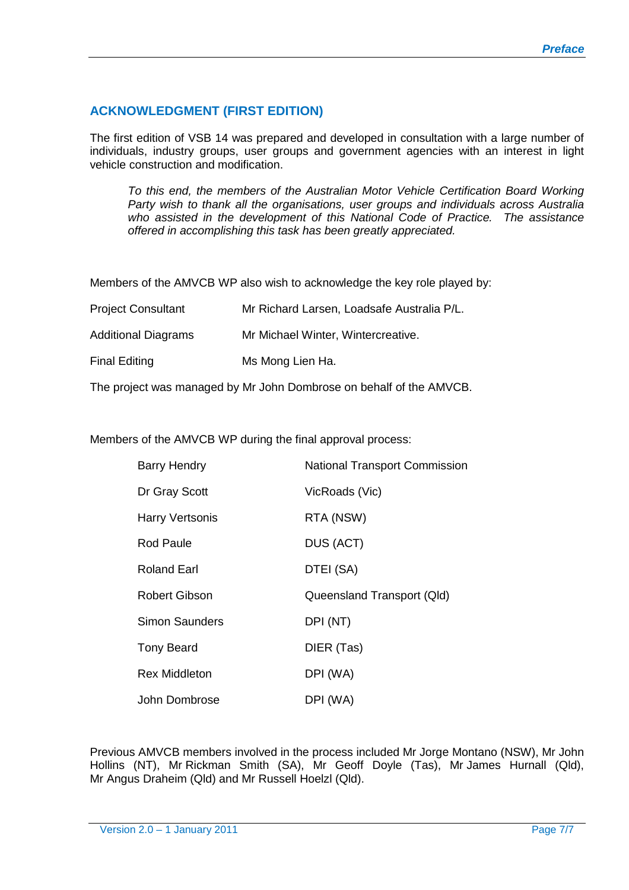## ACKNOWLEDGMENT (FIRST EDITION)

The first edition of VSB 14 was prepared and developed in consultation with a large number of individuals, industry groups, user groups and government agencies with an interest in light vehicle construction and modification.

> *To this end, the members of the Australian Motor Vehicle Certification Board Working Party wish to thank all the organisations, user groups and individuals across Australia who assisted in the development of this National Code of Practice. The assistance offered in accomplishing this task has been greatly appreciated.*

Members of the AMVCB WP also wish to acknowledge the key role played by:

| | |
|---|---|
| Project Consultant | Mr Richard Larsen, Loadsafe Australia P/L. |
| Additional Diagrams | Mr Michael Winter, Wintercreative. |
| Final Editing | Ms Mong Lien Ha. |

The project was managed by Mr John Dombrose on behalf of the AMVCB.

Members of the AMVCB WP during the final approval process:

| | |
|---|---|
| Barry Hendry | National Transport Commission |
| Dr Gray Scott | VicRoads (Vic) |
| Harry Vertsonis | RTA (NSW) |
| Rod Paule | DUS (ACT) |
| Roland Earl | DTEI (SA) |
| Robert Gibson | Queensland Transport (Qld) |
| Simon Saunders | DPI (NT) |
| Tony Beard | DIER (Tas) |
| Rex Middleton | DPI (WA) |
| John Dombrose | DPI (WA) |

Previous AMVCB members involved in the process included Mr Jorge Montano (NSW), Mr John Hollins (NT), Mr Rickman Smith (SA), Mr Geoff Doyle (Tas), Mr James Hurnall (Qld), Mr Angus Draheim (Qld) and Mr Russell Hoelzl (Qld).